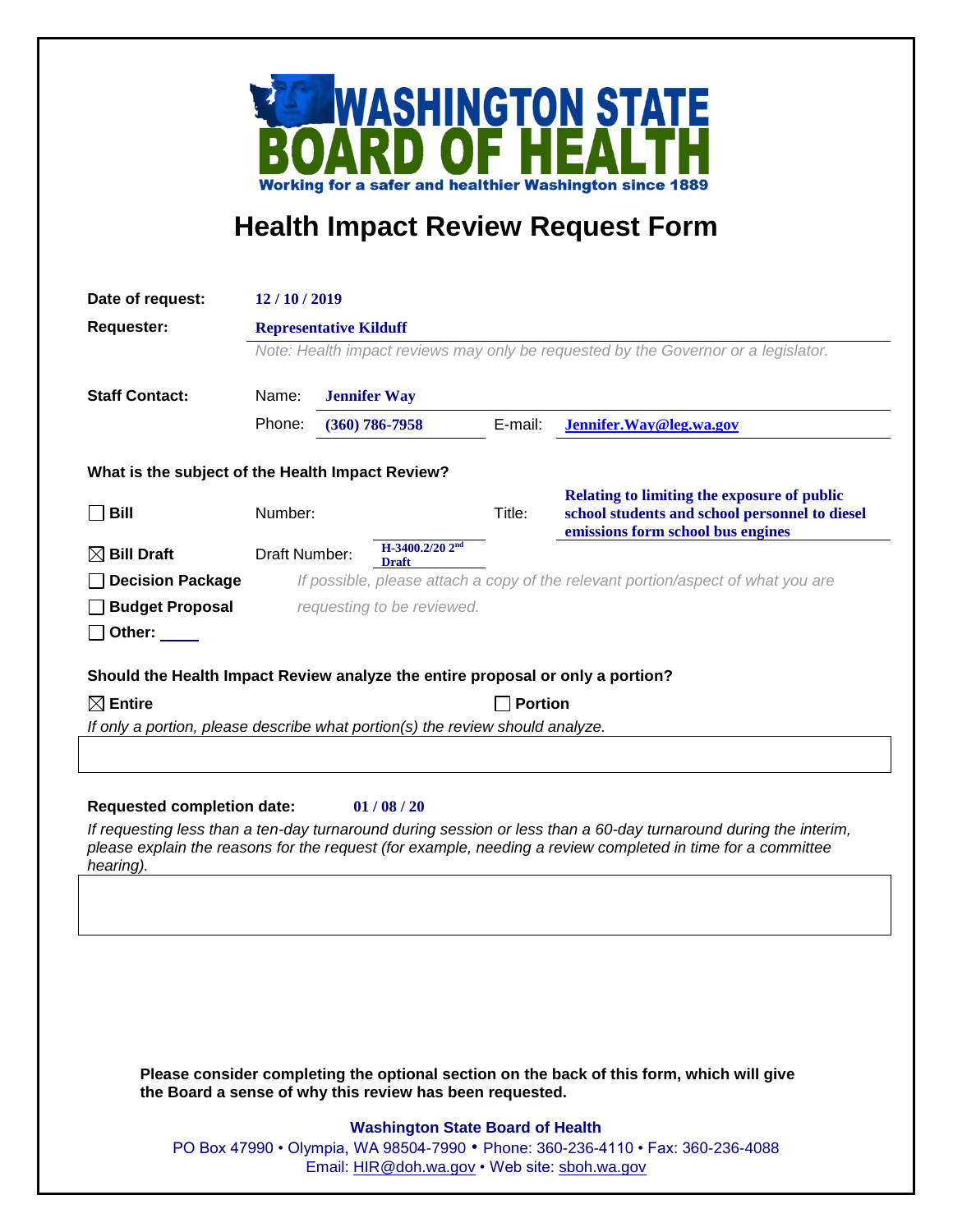# WASHINGTON STATE BOARD OF HEALTH

Working for a safer and healthier Washington since 1889

## Health Impact Review Request Form

**Date of request:** 12 / 10 / 2019

**Requester:** Representative Kilduff

*Note: Health impact reviews may only be requested by the Governor or a legislator.*

**Staff Contact:**

Name: **Jennifer Way**

Phone: **(360) 786-7958** E-mail: **Jennifer.Way@leg.wa.gov**

**What is the subject of the Health Impact Review?**

☐ **Bill** Number: Title: **Relating to limiting the exposure of public school students and school personnel to diesel emissions form school bus engines**

☒ **Bill Draft** Draft Number: **H-3400.2/20 2nd Draft**

☐ **Decision Package**

☐ **Budget Proposal**

☐ **Other:** ____

*If possible, please attach a copy of the relevant portion/aspect of what you are requesting to be reviewed.*

**Should the Health Impact Review analyze the entire proposal or only a portion?**

☒ **Entire** ☐ **Portion**

*If only a portion, please describe what portion(s) the review should analyze.*

**Requested completion date:** 01 / 08 / 20

*If requesting less than a ten-day turnaround during session or less than a 60-day turnaround during the interim, please explain the reasons for the request (for example, needing a review completed in time for a committee hearing).*

**Please consider completing the optional section on the back of this form, which will give the Board a sense of why this review has been requested.**

**Washington State Board of Health**
PO Box 47990 • Olympia, WA 98504-7990 • Phone: 360-236-4110 • Fax: 360-236-4088
Email: HIR@doh.wa.gov • Web site: sboh.wa.gov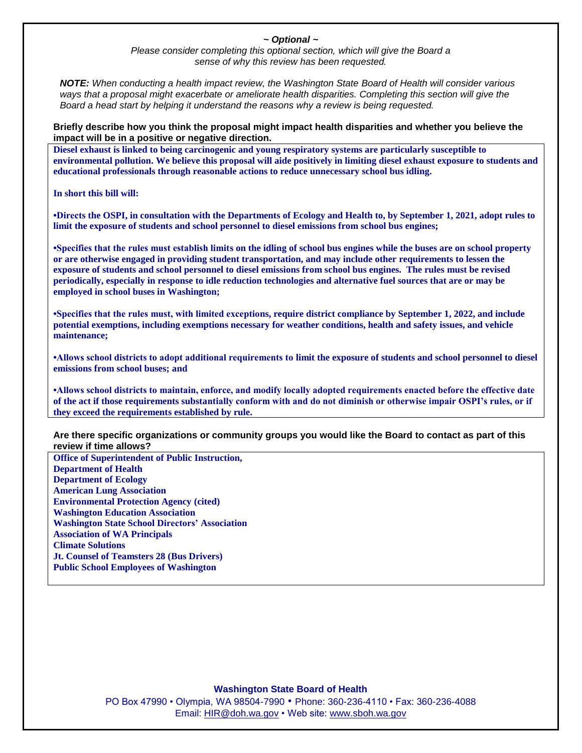*~ Optional ~*

*Please consider completing this optional section, which will give the Board a sense of why this review has been requested.*

***NOTE:*** *When conducting a health impact review, the Washington State Board of Health will consider various ways that a proposal might exacerbate or ameliorate health disparities. Completing this section will give the Board a head start by helping it understand the reasons why a review is being requested.*

**Briefly describe how you think the proposal might impact health disparities and whether you believe the impact will be in a positive or negative direction.**

**Diesel exhaust is linked to being carcinogenic and young respiratory systems are particularly susceptible to environmental pollution. We believe this proposal will aide positively in limiting diesel exhaust exposure to students and educational professionals through reasonable actions to reduce unnecessary school bus idling.**

**In short this bill will:**

**•Directs the OSPI, in consultation with the Departments of Ecology and Health to, by September 1, 2021, adopt rules to limit the exposure of students and school personnel to diesel emissions from school bus engines;**

**•Specifies that the rules must establish limits on the idling of school bus engines while the buses are on school property or are otherwise engaged in providing student transportation, and may include other requirements to lessen the exposure of students and school personnel to diesel emissions from school bus engines. The rules must be revised periodically, especially in response to idle reduction technologies and alternative fuel sources that are or may be employed in school buses in Washington;**

**•Specifies that the rules must, with limited exceptions, require district compliance by September 1, 2022, and include potential exemptions, including exemptions necessary for weather conditions, health and safety issues, and vehicle maintenance;**

**•Allows school districts to adopt additional requirements to limit the exposure of students and school personnel to diesel emissions from school buses; and**

**•Allows school districts to maintain, enforce, and modify locally adopted requirements enacted before the effective date of the act if those requirements substantially conform with and do not diminish or otherwise impair OSPI's rules, or if they exceed the requirements established by rule.**

**Are there specific organizations or community groups you would like the Board to contact as part of this review if time allows?**

**Office of Superintendent of Public Instruction,**
**Department of Health**
**Department of Ecology**
**American Lung Association**
**Environmental Protection Agency (cited)**
**Washington Education Association**
**Washington State School Directors' Association**
**Association of WA Principals**
**Climate Solutions**
**Jt. Counsel of Teamsters 28 (Bus Drivers)**
**Public School Employees of Washington**

**Washington State Board of Health**

PO Box 47990 • Olympia, WA 98504-7990 • Phone: 360-236-4110 • Fax: 360-236-4088
Email: HIR@doh.wa.gov • Web site: www.sboh.wa.gov